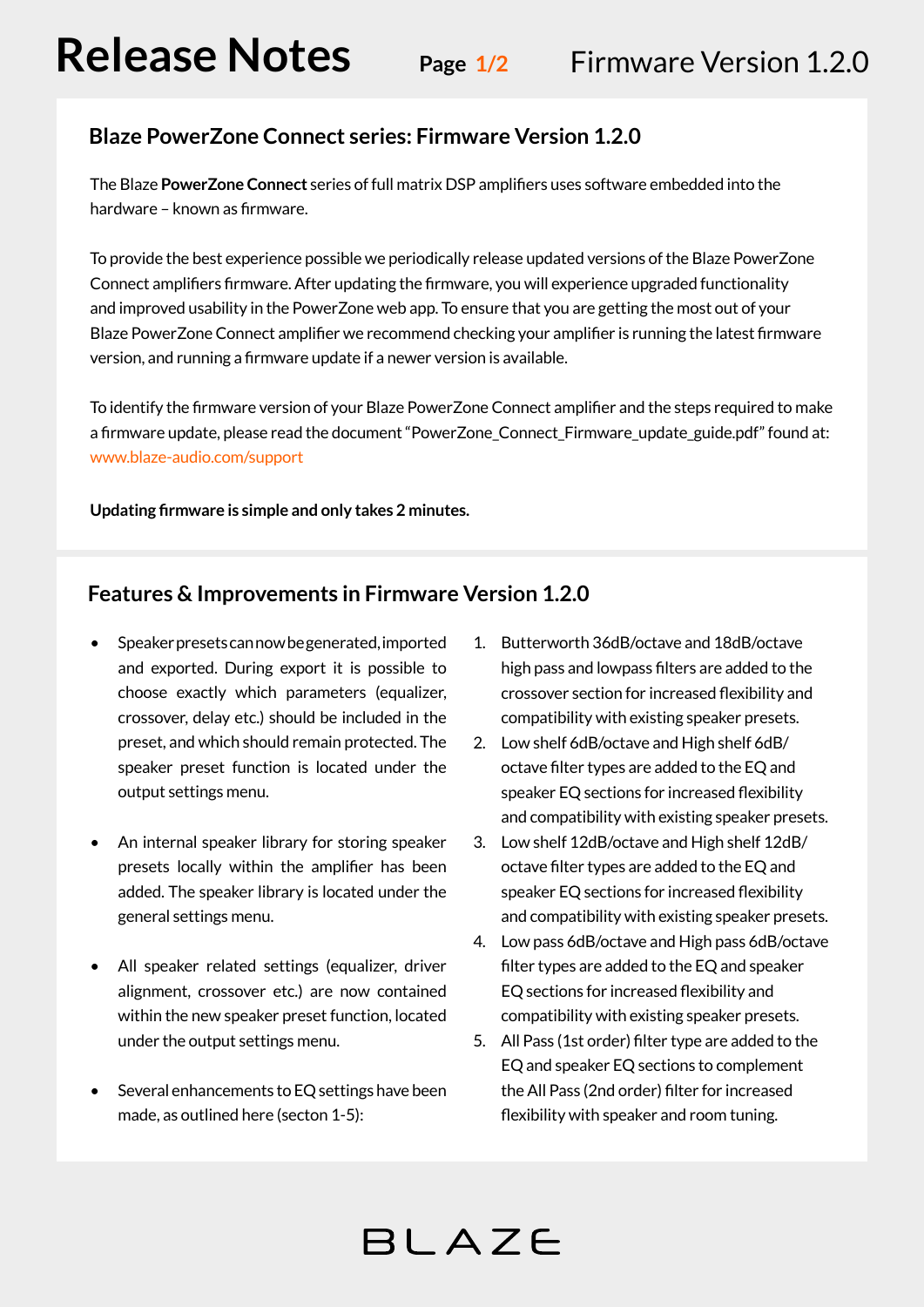# Release Notes

Firmware Version 1.2.0

## Blaze PowerZone Connect series: Firmware Version 1.2.0

The Blaze **PowerZone Connect** series of full matrix DSP amplifiers uses software embedded into the hardware – known as firmware.

To provide the best experience possible we periodically release updated versions of the Blaze PowerZone Connect amplifiers firmware. After updating the firmware, you will experience upgraded functionality and improved usability in the PowerZone web app. To ensure that you are getting the most out of your Blaze PowerZone Connect amplifier we recommend checking your amplifier is running the latest firmware version, and running a firmware update if a newer version is available.

To identify the firmware version of your Blaze PowerZone Connect amplifier and the steps required to make a firmware update, please read the document "PowerZone_Connect_Firmware_update_guide.pdf" found at: www.blaze-audio.com/support

**Updating firmware is simple and only takes 2 minutes.**

## Features & Improvements in Firmware Version 1.2.0

- Speaker presets can now be generated, imported and exported. During export it is possible to choose exactly which parameters (equalizer, crossover, delay etc.) should be included in the preset, and which should remain protected. The speaker preset function is located under the output settings menu.

- An internal speaker library for storing speaker presets locally within the amplifier has been added. The speaker library is located under the general settings menu.

- All speaker related settings (equalizer, driver alignment, crossover etc.) are now contained within the new speaker preset function, located under the output settings menu.

- Several enhancements to EQ settings have been made, as outlined here (secton 1-5):

1. Butterworth 36dB/octave and 18dB/octave high pass and lowpass filters are added to the crossover section for increased flexibility and compatibility with existing speaker presets.
2. Low shelf 6dB/octave and High shelf 6dB/octave filter types are added to the EQ and speaker EQ sections for increased flexibility and compatibility with existing speaker presets.
3. Low shelf 12dB/octave and High shelf 12dB/octave filter types are added to the EQ and speaker EQ sections for increased flexibility and compatibility with existing speaker presets.
4. Low pass 6dB/octave and High pass 6dB/octave filter types are added to the EQ and speaker EQ sections for increased flexibility and compatibility with existing speaker presets.
5. All Pass (1st order) filter type are added to the EQ and speaker EQ sections to complement the All Pass (2nd order) filter for increased flexibility with speaker and room tuning.

BLAZE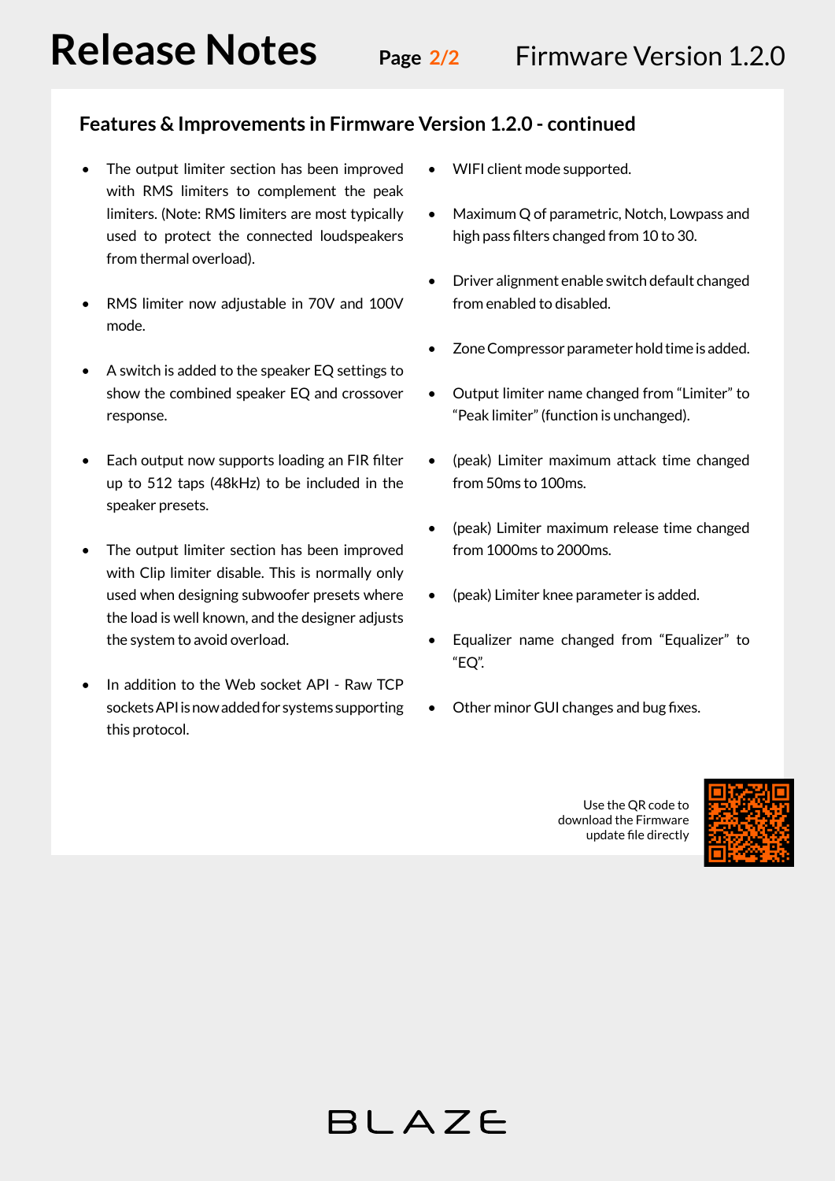# Release Notes

Firmware Version 1.2.0

## Features & Improvements in Firmware Version 1.2.0 - continued

- The output limiter section has been improved with RMS limiters to complement the peak limiters. (Note: RMS limiters are most typically used to protect the connected loudspeakers from thermal overload).
- RMS limiter now adjustable in 70V and 100V mode.
- A switch is added to the speaker EQ settings to show the combined speaker EQ and crossover response.
- Each output now supports loading an FIR filter up to 512 taps (48kHz) to be included in the speaker presets.
- The output limiter section has been improved with Clip limiter disable. This is normally only used when designing subwoofer presets where the load is well known, and the designer adjusts the system to avoid overload.
- In addition to the Web socket API - Raw TCP sockets API is now added for systems supporting this protocol.
- WIFI client mode supported.
- Maximum Q of parametric, Notch, Lowpass and high pass filters changed from 10 to 30.
- Driver alignment enable switch default changed from enabled to disabled.
- Zone Compressor parameter hold time is added.
- Output limiter name changed from “Limiter” to “Peak limiter” (function is unchanged).
- (peak) Limiter maximum attack time changed from 50ms to 100ms.
- (peak) Limiter maximum release time changed from 1000ms to 2000ms.
- (peak) Limiter knee parameter is added.
- Equalizer name changed from “Equalizer” to “EQ”.
- Other minor GUI changes and bug fixes.

Use the QR code to download the Firmware update file directly

BLAZE